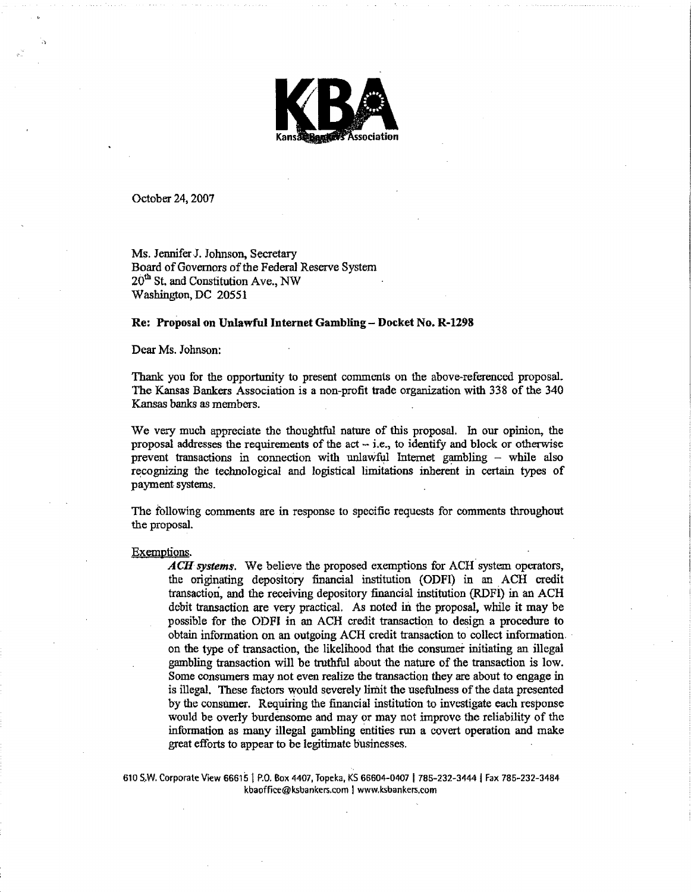KBA Kansas Bankers Association

October 24, 2007

Ms. Jennifer J. Johnson, Secretary
Board of Governors of the Federal Reserve System
20th St. and Constitution Ave., NW
Washington, DC 20551

**Re: Proposal on Unlawful Internet Gambling – Docket No. R-1298**

Dear Ms. Johnson:

Thank you for the opportunity to present comments on the above-referenced proposal. The Kansas Bankers Association is a non-profit trade organization with 338 of the 340 Kansas banks as members.

We very much appreciate the thoughtful nature of this proposal. In our opinion, the proposal addresses the requirements of the act – i.e., to identify and block or otherwise prevent transactions in connection with unlawful Internet gambling – while also recognizing the technological and logistical limitations inherent in certain types of payment systems.

The following comments are in response to specific requests for comments throughout the proposal.

Exemptions.

> ***ACH systems.*** We believe the proposed exemptions for ACH system operators, the originating depository financial institution (ODFI) in an ACH credit transaction, and the receiving depository financial institution (RDFI) in an ACH debit transaction are very practical. As noted in the proposal, while it may be possible for the ODFI in an ACH credit transaction to design a procedure to obtain information on an outgoing ACH credit transaction to collect information on the type of transaction, the likelihood that the consumer initiating an illegal gambling transaction will be truthful about the nature of the transaction is low. Some consumers may not even realize the transaction they are about to engage in is illegal. These factors would severely limit the usefulness of the data presented by the consumer. Requiring the financial institution to investigate each response would be overly burdensome and may or may not improve the reliability of the information as many illegal gambling entities run a covert operation and make great efforts to appear to be legitimate businesses.

610 S.W. Corporate View 66615 | P.O. Box 4407, Topeka, KS 66604-0407 | 785-232-3444 | Fax 785-232-3484
kbaoffice@ksbankers.com | www.ksbankers.com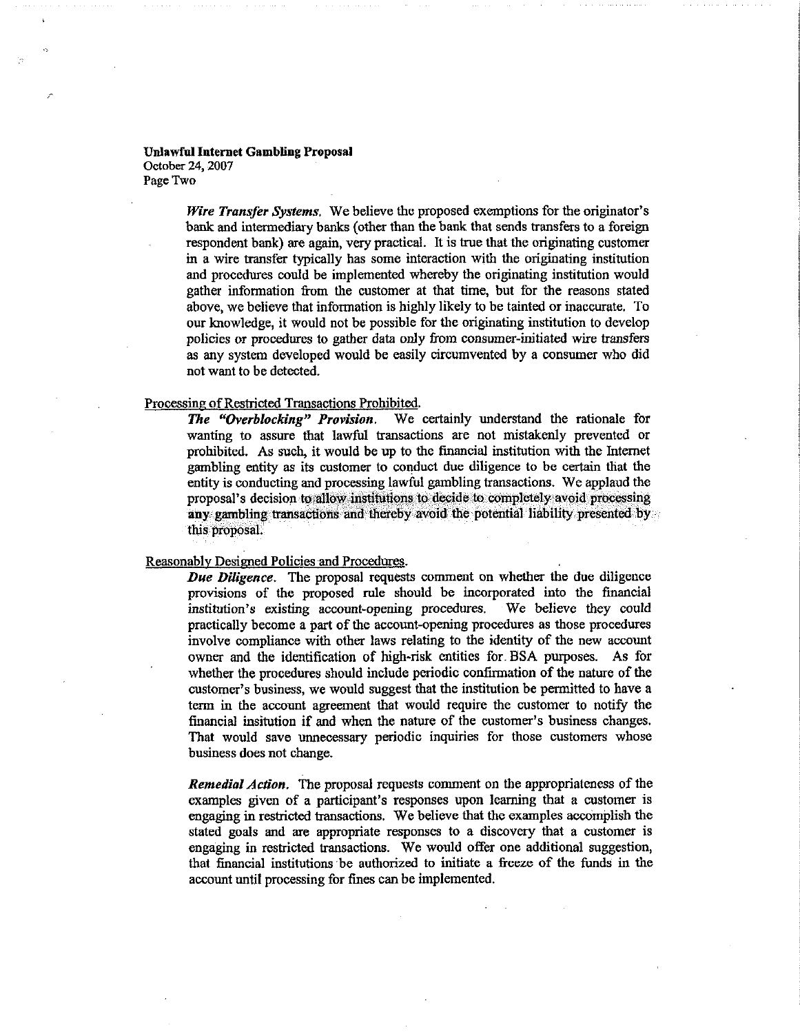*Wire Transfer Systems.* We believe the proposed exemptions for the originator's bank and intermediary banks (other than the bank that sends transfers to a foreign respondent bank) are again, very practical. It is true that the originating customer in a wire transfer typically has some interaction with the originating institution and procedures could be implemented whereby the originating institution would gather information from the customer at that time, but for the reasons stated above, we believe that information is highly likely to be tainted or inaccurate. To our knowledge, it would not be possible for the originating institution to develop policies or procedures to gather data only from consumer-initiated wire transfers as any system developed would be easily circumvented by a consumer who did not want to be detected.

Processing of Restricted Transactions Prohibited.

***The "Overblocking" Provision.*** We certainly understand the rationale for wanting to assure that lawful transactions are not mistakenly prevented or prohibited. As such, it would be up to the financial institution with the Internet gambling entity as its customer to conduct due diligence to be certain that the entity is conducting and processing lawful gambling transactions. We applaud the proposal's decision to allow institutions to decide to completely avoid processing any gambling transactions and thereby avoid the potential liability presented by this proposal.

Reasonably Designed Policies and Procedures.

***Due Diligence.*** The proposal requests comment on whether the due diligence provisions of the proposed rule should be incorporated into the financial institution's existing account-opening procedures. We believe they could practically become a part of the account-opening procedures as those procedures involve compliance with other laws relating to the identity of the new account owner and the identification of high-risk entities for BSA purposes. As for whether the procedures should include periodic confirmation of the nature of the customer's business, we would suggest that the institution be permitted to have a term in the account agreement that would require the customer to notify the financial insitution if and when the nature of the customer's business changes. That would save unnecessary periodic inquiries for those customers whose business does not change.

***Remedial Action.*** The proposal requests comment on the appropriateness of the examples given of a participant's responses upon learning that a customer is engaging in restricted transactions. We believe that the examples accomplish the stated goals and are appropriate responses to a discovery that a customer is engaging in restricted transactions. We would offer one additional suggestion, that financial institutions be authorized to initiate a freeze of the funds in the account until processing for fines can be implemented.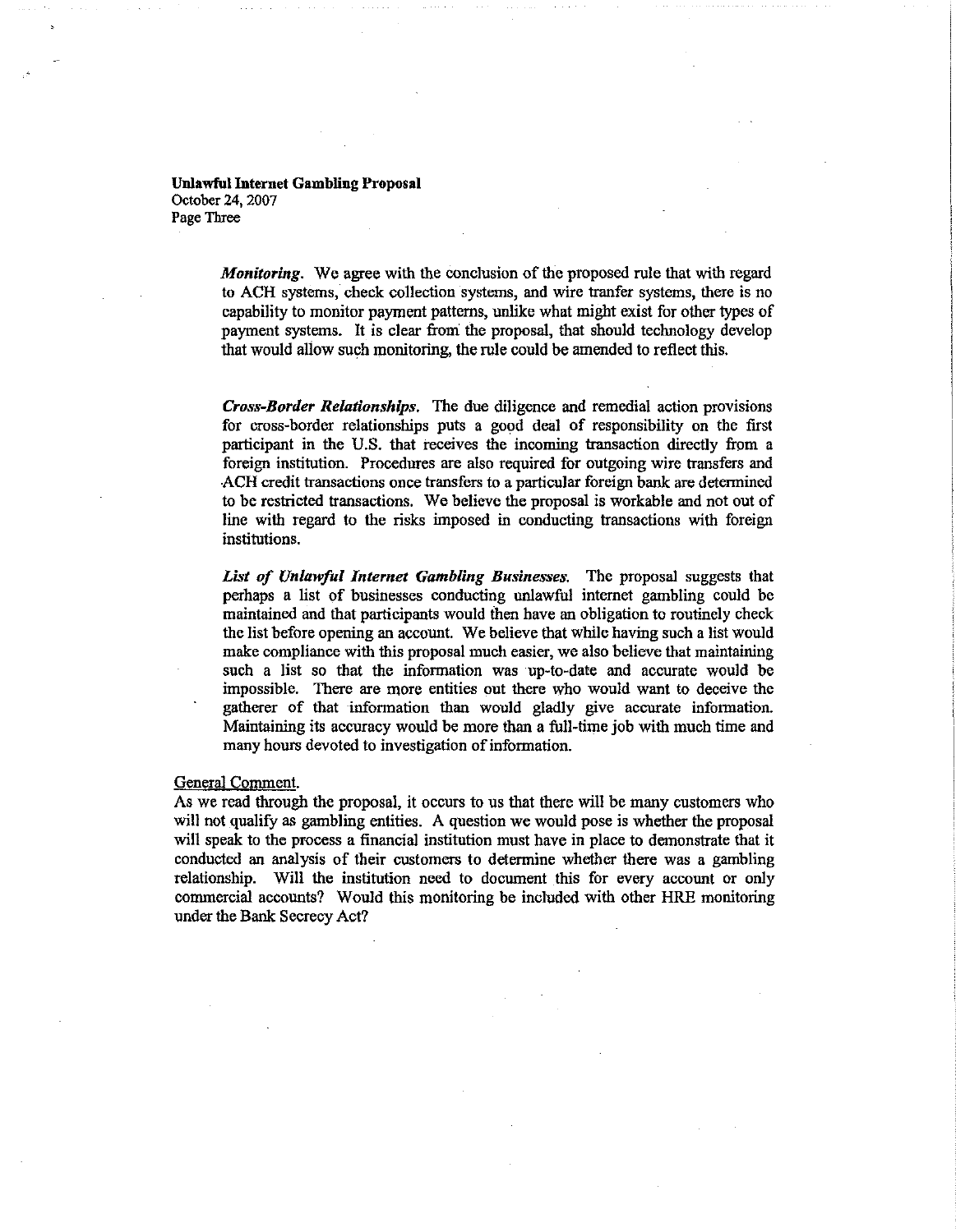***Monitoring***. We agree with the conclusion of the proposed rule that with regard to ACH systems, check collection systems, and wire tranfer systems, there is no capability to monitor payment patterns, unlike what might exist for other types of payment systems. It is clear from the proposal, that should technology develop that would allow such monitoring, the rule could be amended to reflect this.

***Cross-Border Relationships***. The due diligence and remedial action provisions for cross-border relationships puts a good deal of responsibility on the first participant in the U.S. that receives the incoming transaction directly from a foreign institution. Procedures are also required for outgoing wire transfers and ACH credit transactions once transfers to a particular foreign bank are determined to be restricted transactions. We believe the proposal is workable and not out of line with regard to the risks imposed in conducting transactions with foreign institutions.

***List of Unlawful Internet Gambling Businesses***. The proposal suggests that perhaps a list of businesses conducting unlawful internet gambling could be maintained and that participants would then have an obligation to routinely check the list before opening an account. We believe that while having such a list would make compliance with this proposal much easier, we also believe that maintaining such a list so that the information was up-to-date and accurate would be impossible. There are more entities out there who would want to deceive the gatherer of that information than would gladly give accurate information. Maintaining its accuracy would be more than a full-time job with much time and many hours devoted to investigation of information.

<u>General Comment</u>.

As we read through the proposal, it occurs to us that there will be many customers who will not qualify as gambling entities. A question we would pose is whether the proposal will speak to the process a financial institution must have in place to demonstrate that it conducted an analysis of their customers to determine whether there was a gambling relationship. Will the institution need to document this for every account or only commercial accounts? Would this monitoring be included with other HRE monitoring under the Bank Secrecy Act?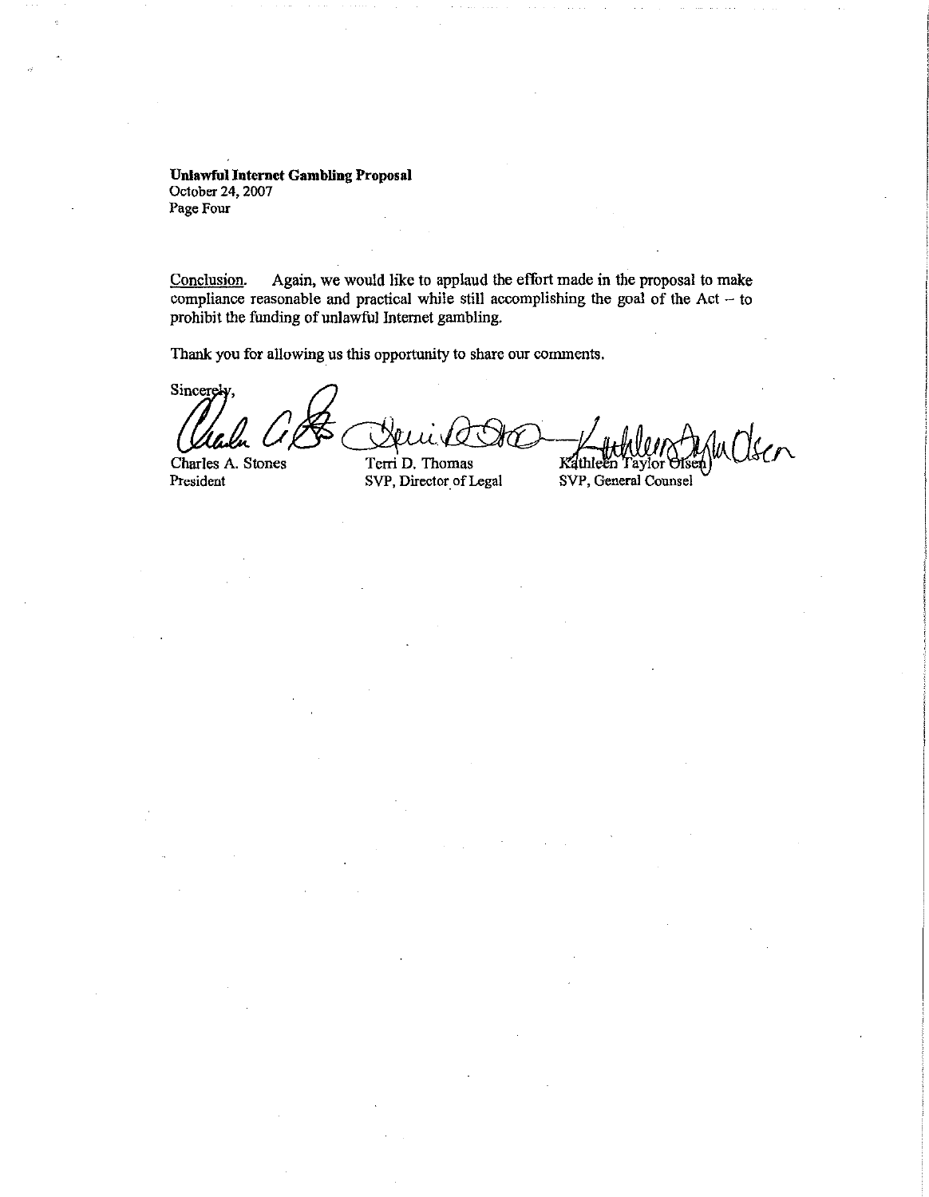Conclusion. Again, we would like to applaud the effort made in the proposal to make compliance reasonable and practical while still accomplishing the goal of the Act – to prohibit the funding of unlawful Internet gambling.

Thank you for allowing us this opportunity to share our comments.

Sincerely,

Charles A. Stones
President

Terri D. Thomas
SVP, Director of Legal

Kathleen Taylor Olsen
SVP, General Counsel